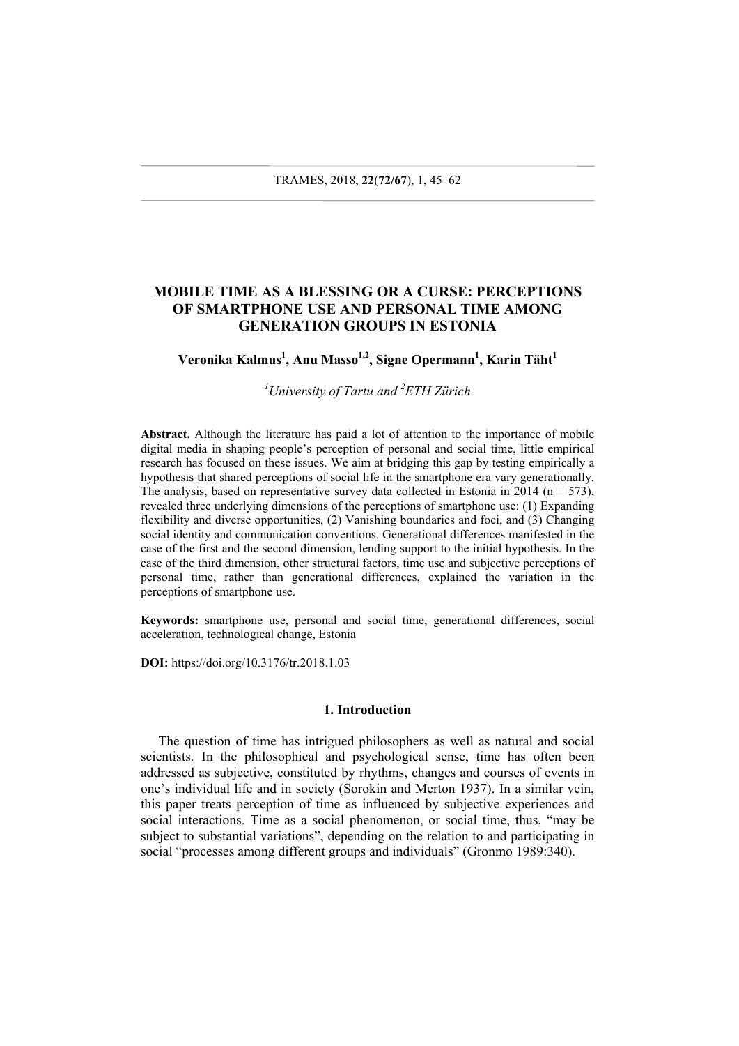# MOBILE TIME AS A BLESSING OR A CURSE: PERCEPTIONS OF SMARTPHONE USE AND PERSONAL TIME AMONG GENERATION GROUPS IN ESTONIA

**Veronika Kalmus[1], Anu Masso[1,2], Signe Opermann[1], Karin Täht[1]**

*[1]University of Tartu and [2]ETH Zürich*

**Abstract.** Although the literature has paid a lot of attention to the importance of mobile digital media in shaping people's perception of personal and social time, little empirical research has focused on these issues. We aim at bridging this gap by testing empirically a hypothesis that shared perceptions of social life in the smartphone era vary generationally. The analysis, based on representative survey data collected in Estonia in 2014 (n = 573), revealed three underlying dimensions of the perceptions of smartphone use: (1) Expanding flexibility and diverse opportunities, (2) Vanishing boundaries and foci, and (3) Changing social identity and communication conventions. Generational differences manifested in the case of the first and the second dimension, lending support to the initial hypothesis. In the case of the third dimension, other structural factors, time use and subjective perceptions of personal time, rather than generational differences, explained the variation in the perceptions of smartphone use.

**Keywords:** smartphone use, personal and social time, generational differences, social acceleration, technological change, Estonia

**DOI:** https://doi.org/10.3176/tr.2018.1.03

## 1. Introduction

The question of time has intrigued philosophers as well as natural and social scientists. In the philosophical and psychological sense, time has often been addressed as subjective, constituted by rhythms, changes and courses of events in one's individual life and in society (Sorokin and Merton 1937). In a similar vein, this paper treats perception of time as influenced by subjective experiences and social interactions. Time as a social phenomenon, or social time, thus, "may be subject to substantial variations", depending on the relation to and participating in social "processes among different groups and individuals" (Gronmo 1989:340).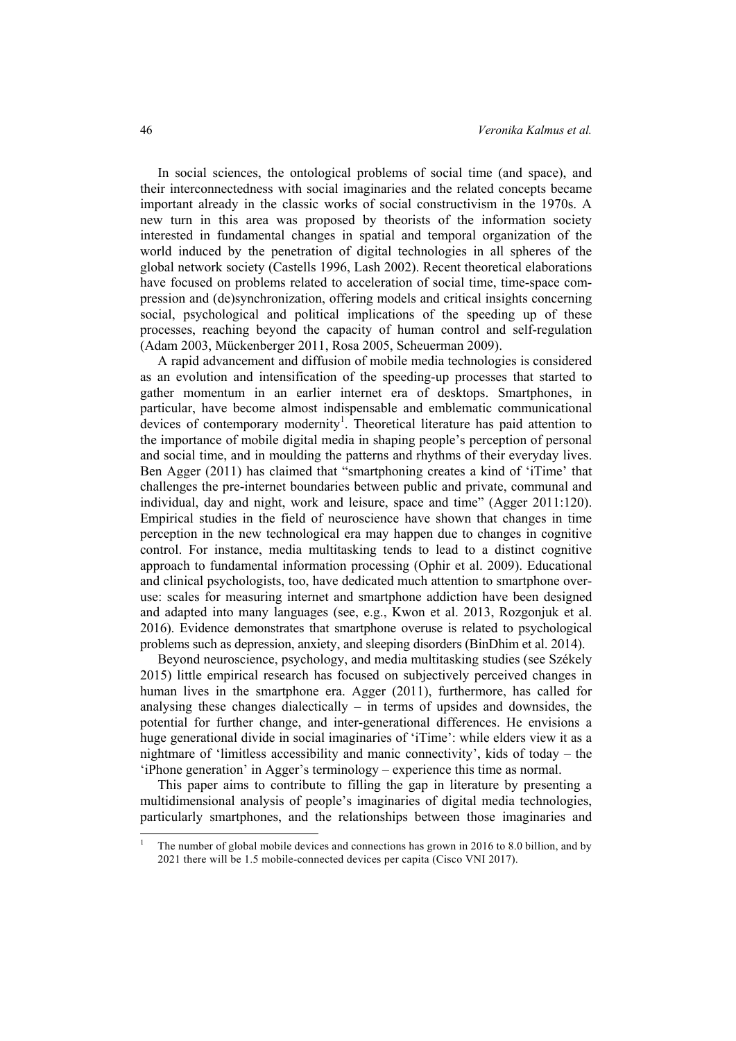In social sciences, the ontological problems of social time (and space), and their interconnectedness with social imaginaries and the related concepts became important already in the classic works of social constructivism in the 1970s. A new turn in this area was proposed by theorists of the information society interested in fundamental changes in spatial and temporal organization of the world induced by the penetration of digital technologies in all spheres of the global network society (Castells 1996, Lash 2002). Recent theoretical elaborations have focused on problems related to acceleration of social time, time-space compression and (de)synchronization, offering models and critical insights concerning social, psychological and political implications of the speeding up of these processes, reaching beyond the capacity of human control and self-regulation (Adam 2003, Mückenberger 2011, Rosa 2005, Scheuerman 2009).

A rapid advancement and diffusion of mobile media technologies is considered as an evolution and intensification of the speeding-up processes that started to gather momentum in an earlier internet era of desktops. Smartphones, in particular, have become almost indispensable and emblematic communicational devices of contemporary modernity[1]. Theoretical literature has paid attention to the importance of mobile digital media in shaping people's perception of personal and social time, and in moulding the patterns and rhythms of their everyday lives. Ben Agger (2011) has claimed that "smartphoning creates a kind of 'iTime' that challenges the pre-internet boundaries between public and private, communal and individual, day and night, work and leisure, space and time" (Agger 2011:120). Empirical studies in the field of neuroscience have shown that changes in time perception in the new technological era may happen due to changes in cognitive control. For instance, media multitasking tends to lead to a distinct cognitive approach to fundamental information processing (Ophir et al. 2009). Educational and clinical psychologists, too, have dedicated much attention to smartphone overuse: scales for measuring internet and smartphone addiction have been designed and adapted into many languages (see, e.g., Kwon et al. 2013, Rozgonjuk et al. 2016). Evidence demonstrates that smartphone overuse is related to psychological problems such as depression, anxiety, and sleeping disorders (BinDhim et al. 2014).

Beyond neuroscience, psychology, and media multitasking studies (see Székely 2015) little empirical research has focused on subjectively perceived changes in human lives in the smartphone era. Agger (2011), furthermore, has called for analysing these changes dialectically – in terms of upsides and downsides, the potential for further change, and inter-generational differences. He envisions a huge generational divide in social imaginaries of 'iTime': while elders view it as a nightmare of 'limitless accessibility and manic connectivity', kids of today – the 'iPhone generation' in Agger's terminology – experience this time as normal.

This paper aims to contribute to filling the gap in literature by presenting a multidimensional analysis of people's imaginaries of digital media technologies, particularly smartphones, and the relationships between those imaginaries and

[1] The number of global mobile devices and connections has grown in 2016 to 8.0 billion, and by 2021 there will be 1.5 mobile-connected devices per capita (Cisco VNI 2017).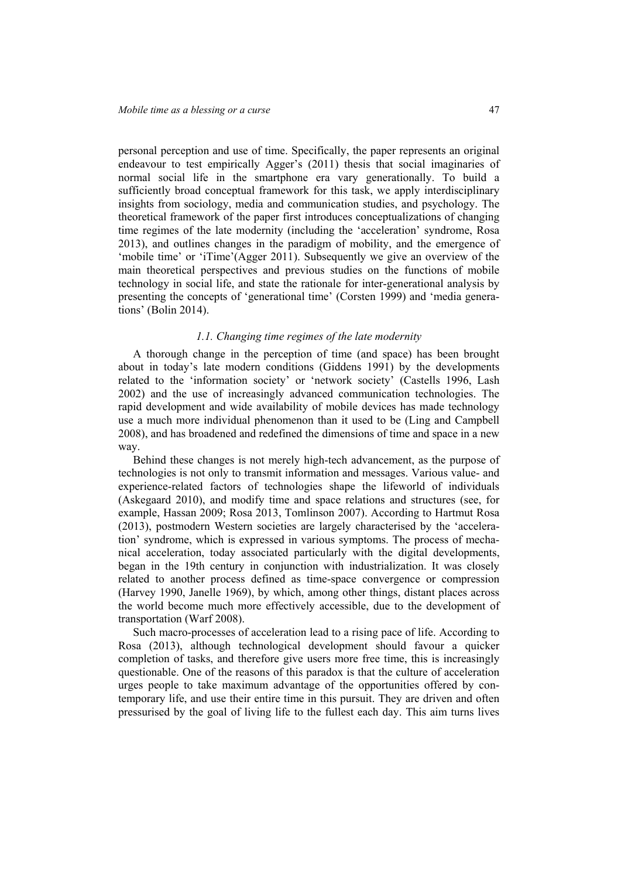personal perception and use of time. Specifically, the paper represents an original endeavour to test empirically Agger's (2011) thesis that social imaginaries of normal social life in the smartphone era vary generationally. To build a sufficiently broad conceptual framework for this task, we apply interdisciplinary insights from sociology, media and communication studies, and psychology. The theoretical framework of the paper first introduces conceptualizations of changing time regimes of the late modernity (including the 'acceleration' syndrome, Rosa 2013), and outlines changes in the paradigm of mobility, and the emergence of 'mobile time' or 'iTime'(Agger 2011). Subsequently we give an overview of the main theoretical perspectives and previous studies on the functions of mobile technology in social life, and state the rationale for inter-generational analysis by presenting the concepts of 'generational time' (Corsten 1999) and 'media generations' (Bolin 2014).

### *1.1. Changing time regimes of the late modernity*

A thorough change in the perception of time (and space) has been brought about in today's late modern conditions (Giddens 1991) by the developments related to the 'information society' or 'network society' (Castells 1996, Lash 2002) and the use of increasingly advanced communication technologies. The rapid development and wide availability of mobile devices has made technology use a much more individual phenomenon than it used to be (Ling and Campbell 2008), and has broadened and redefined the dimensions of time and space in a new way.

Behind these changes is not merely high-tech advancement, as the purpose of technologies is not only to transmit information and messages. Various value- and experience-related factors of technologies shape the lifeworld of individuals (Askegaard 2010), and modify time and space relations and structures (see, for example, Hassan 2009; Rosa 2013, Tomlinson 2007). According to Hartmut Rosa (2013), postmodern Western societies are largely characterised by the 'acceleration' syndrome, which is expressed in various symptoms. The process of mechanical acceleration, today associated particularly with the digital developments, began in the 19th century in conjunction with industrialization. It was closely related to another process defined as time-space convergence or compression (Harvey 1990, Janelle 1969), by which, among other things, distant places across the world become much more effectively accessible, due to the development of transportation (Warf 2008).

Such macro-processes of acceleration lead to a rising pace of life. According to Rosa (2013), although technological development should favour a quicker completion of tasks, and therefore give users more free time, this is increasingly questionable. One of the reasons of this paradox is that the culture of acceleration urges people to take maximum advantage of the opportunities offered by contemporary life, and use their entire time in this pursuit. They are driven and often pressurised by the goal of living life to the fullest each day. This aim turns lives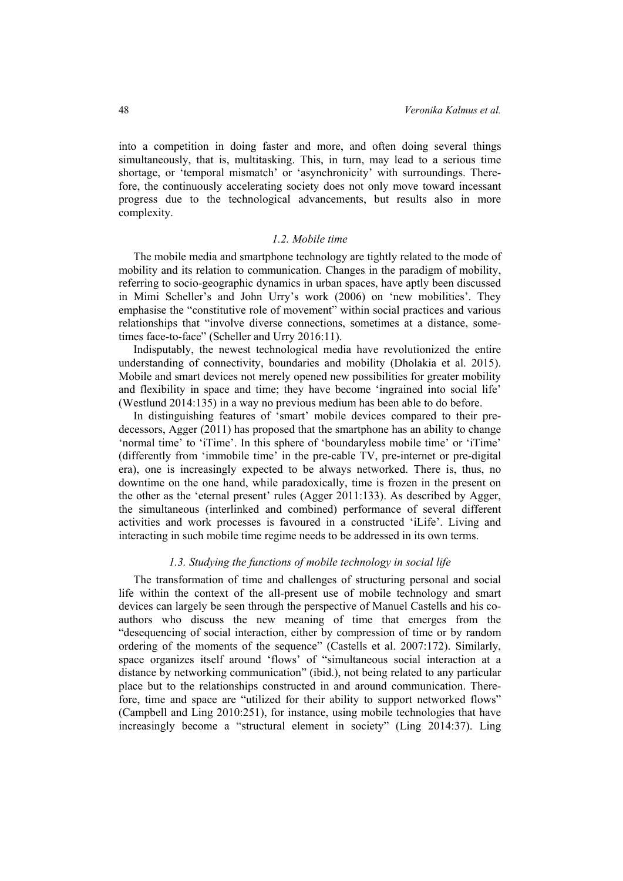into a competition in doing faster and more, and often doing several things simultaneously, that is, multitasking. This, in turn, may lead to a serious time shortage, or 'temporal mismatch' or 'asynchronicity' with surroundings. Therefore, the continuously accelerating society does not only move toward incessant progress due to the technological advancements, but results also in more complexity.

### *1.2. Mobile time*

The mobile media and smartphone technology are tightly related to the mode of mobility and its relation to communication. Changes in the paradigm of mobility, referring to socio-geographic dynamics in urban spaces, have aptly been discussed in Mimi Scheller's and John Urry's work (2006) on 'new mobilities'. They emphasise the "constitutive role of movement" within social practices and various relationships that "involve diverse connections, sometimes at a distance, sometimes face-to-face" (Scheller and Urry 2016:11).

Indisputably, the newest technological media have revolutionized the entire understanding of connectivity, boundaries and mobility (Dholakia et al. 2015). Mobile and smart devices not merely opened new possibilities for greater mobility and flexibility in space and time; they have become 'ingrained into social life' (Westlund 2014:135) in a way no previous medium has been able to do before.

In distinguishing features of 'smart' mobile devices compared to their predecessors, Agger (2011) has proposed that the smartphone has an ability to change 'normal time' to 'iTime'. In this sphere of 'boundaryless mobile time' or 'iTime' (differently from 'immobile time' in the pre-cable TV, pre-internet or pre-digital era), one is increasingly expected to be always networked. There is, thus, no downtime on the one hand, while paradoxically, time is frozen in the present on the other as the 'eternal present' rules (Agger 2011:133). As described by Agger, the simultaneous (interlinked and combined) performance of several different activities and work processes is favoured in a constructed 'iLife'. Living and interacting in such mobile time regime needs to be addressed in its own terms.

### *1.3. Studying the functions of mobile technology in social life*

The transformation of time and challenges of structuring personal and social life within the context of the all-present use of mobile technology and smart devices can largely be seen through the perspective of Manuel Castells and his co-authors who discuss the new meaning of time that emerges from the "desequencing of social interaction, either by compression of time or by random ordering of the moments of the sequence" (Castells et al. 2007:172). Similarly, space organizes itself around 'flows' of "simultaneous social interaction at a distance by networking communication" (ibid.), not being related to any particular place but to the relationships constructed in and around communication. Therefore, time and space are "utilized for their ability to support networked flows" (Campbell and Ling 2010:251), for instance, using mobile technologies that have increasingly become a "structural element in society" (Ling 2014:37). Ling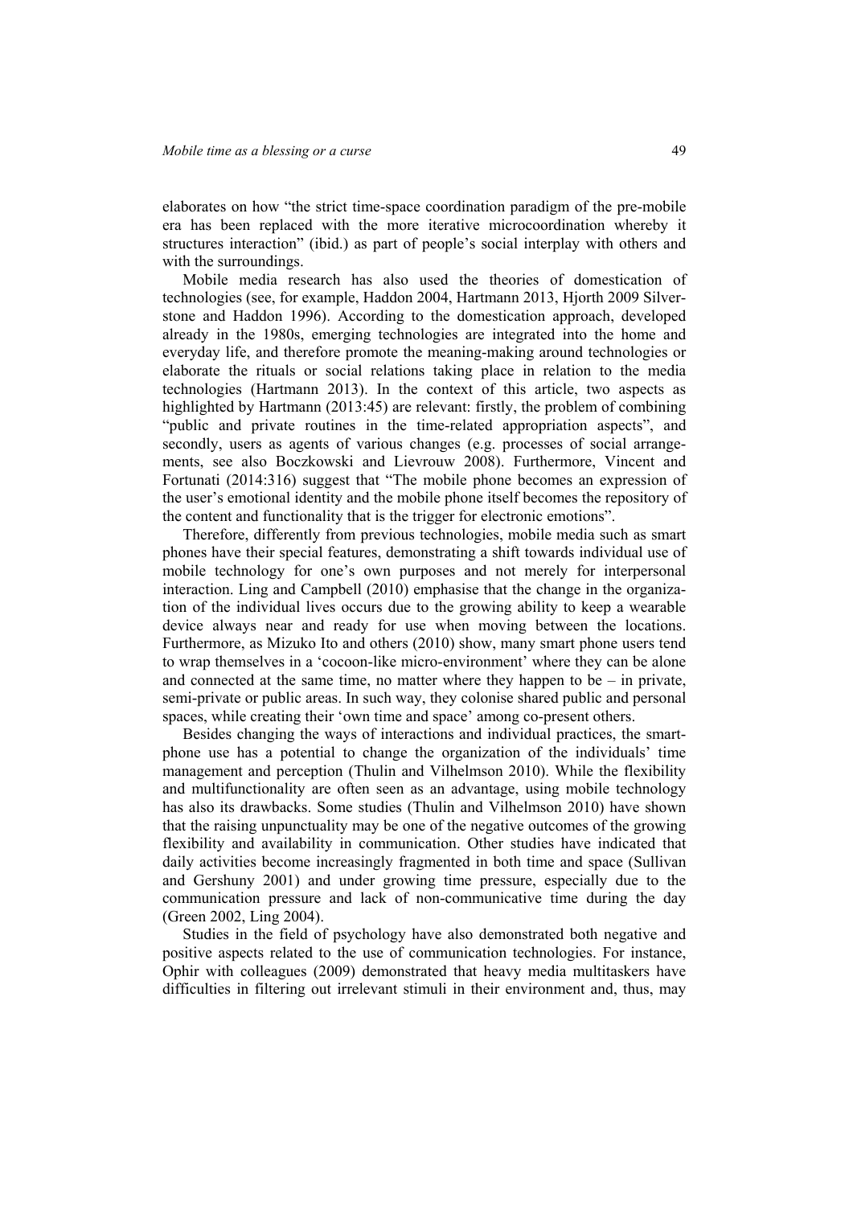elaborates on how "the strict time-space coordination paradigm of the pre-mobile era has been replaced with the more iterative microcoordination whereby it structures interaction" (ibid.) as part of people's social interplay with others and with the surroundings.

Mobile media research has also used the theories of domestication of technologies (see, for example, Haddon 2004, Hartmann 2013, Hjorth 2009 Silverstone and Haddon 1996). According to the domestication approach, developed already in the 1980s, emerging technologies are integrated into the home and everyday life, and therefore promote the meaning-making around technologies or elaborate the rituals or social relations taking place in relation to the media technologies (Hartmann 2013). In the context of this article, two aspects as highlighted by Hartmann (2013:45) are relevant: firstly, the problem of combining "public and private routines in the time-related appropriation aspects", and secondly, users as agents of various changes (e.g. processes of social arrangements, see also Boczkowski and Lievrouw 2008). Furthermore, Vincent and Fortunati (2014:316) suggest that "The mobile phone becomes an expression of the user's emotional identity and the mobile phone itself becomes the repository of the content and functionality that is the trigger for electronic emotions".

Therefore, differently from previous technologies, mobile media such as smart phones have their special features, demonstrating a shift towards individual use of mobile technology for one's own purposes and not merely for interpersonal interaction. Ling and Campbell (2010) emphasise that the change in the organization of the individual lives occurs due to the growing ability to keep a wearable device always near and ready for use when moving between the locations. Furthermore, as Mizuko Ito and others (2010) show, many smart phone users tend to wrap themselves in a 'cocoon-like micro-environment' where they can be alone and connected at the same time, no matter where they happen to be – in private, semi-private or public areas. In such way, they colonise shared public and personal spaces, while creating their 'own time and space' among co-present others.

Besides changing the ways of interactions and individual practices, the smartphone use has a potential to change the organization of the individuals' time management and perception (Thulin and Vilhelmson 2010). While the flexibility and multifunctionality are often seen as an advantage, using mobile technology has also its drawbacks. Some studies (Thulin and Vilhelmson 2010) have shown that the raising unpunctuality may be one of the negative outcomes of the growing flexibility and availability in communication. Other studies have indicated that daily activities become increasingly fragmented in both time and space (Sullivan and Gershuny 2001) and under growing time pressure, especially due to the communication pressure and lack of non-communicative time during the day (Green 2002, Ling 2004).

Studies in the field of psychology have also demonstrated both negative and positive aspects related to the use of communication technologies. For instance, Ophir with colleagues (2009) demonstrated that heavy media multitaskers have difficulties in filtering out irrelevant stimuli in their environment and, thus, may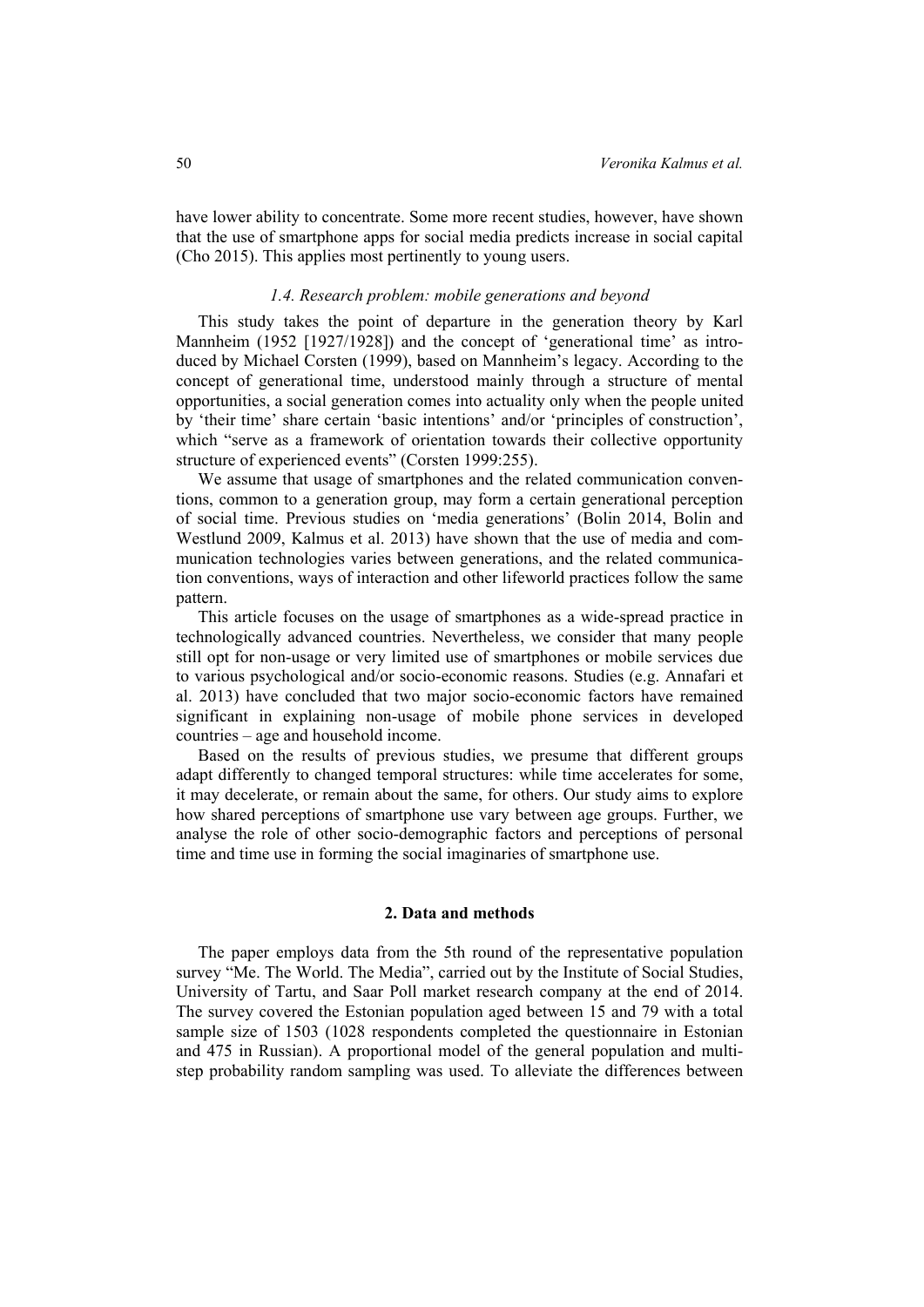have lower ability to concentrate. Some more recent studies, however, have shown that the use of smartphone apps for social media predicts increase in social capital (Cho 2015). This applies most pertinently to young users.

### *1.4. Research problem: mobile generations and beyond*

This study takes the point of departure in the generation theory by Karl Mannheim (1952 [1927/1928]) and the concept of 'generational time' as introduced by Michael Corsten (1999), based on Mannheim's legacy. According to the concept of generational time, understood mainly through a structure of mental opportunities, a social generation comes into actuality only when the people united by 'their time' share certain 'basic intentions' and/or 'principles of construction', which "serve as a framework of orientation towards their collective opportunity structure of experienced events" (Corsten 1999:255).

We assume that usage of smartphones and the related communication conventions, common to a generation group, may form a certain generational perception of social time. Previous studies on 'media generations' (Bolin 2014, Bolin and Westlund 2009, Kalmus et al. 2013) have shown that the use of media and communication technologies varies between generations, and the related communication conventions, ways of interaction and other lifeworld practices follow the same pattern.

This article focuses on the usage of smartphones as a wide-spread practice in technologically advanced countries. Nevertheless, we consider that many people still opt for non-usage or very limited use of smartphones or mobile services due to various psychological and/or socio-economic reasons. Studies (e.g. Annafari et al. 2013) have concluded that two major socio-economic factors have remained significant in explaining non-usage of mobile phone services in developed countries – age and household income.

Based on the results of previous studies, we presume that different groups adapt differently to changed temporal structures: while time accelerates for some, it may decelerate, or remain about the same, for others. Our study aims to explore how shared perceptions of smartphone use vary between age groups. Further, we analyse the role of other socio-demographic factors and perceptions of personal time and time use in forming the social imaginaries of smartphone use.

## 2. Data and methods

The paper employs data from the 5th round of the representative population survey "Me. The World. The Media", carried out by the Institute of Social Studies, University of Tartu, and Saar Poll market research company at the end of 2014. The survey covered the Estonian population aged between 15 and 79 with a total sample size of 1503 (1028 respondents completed the questionnaire in Estonian and 475 in Russian). A proportional model of the general population and multi-step probability random sampling was used. To alleviate the differences between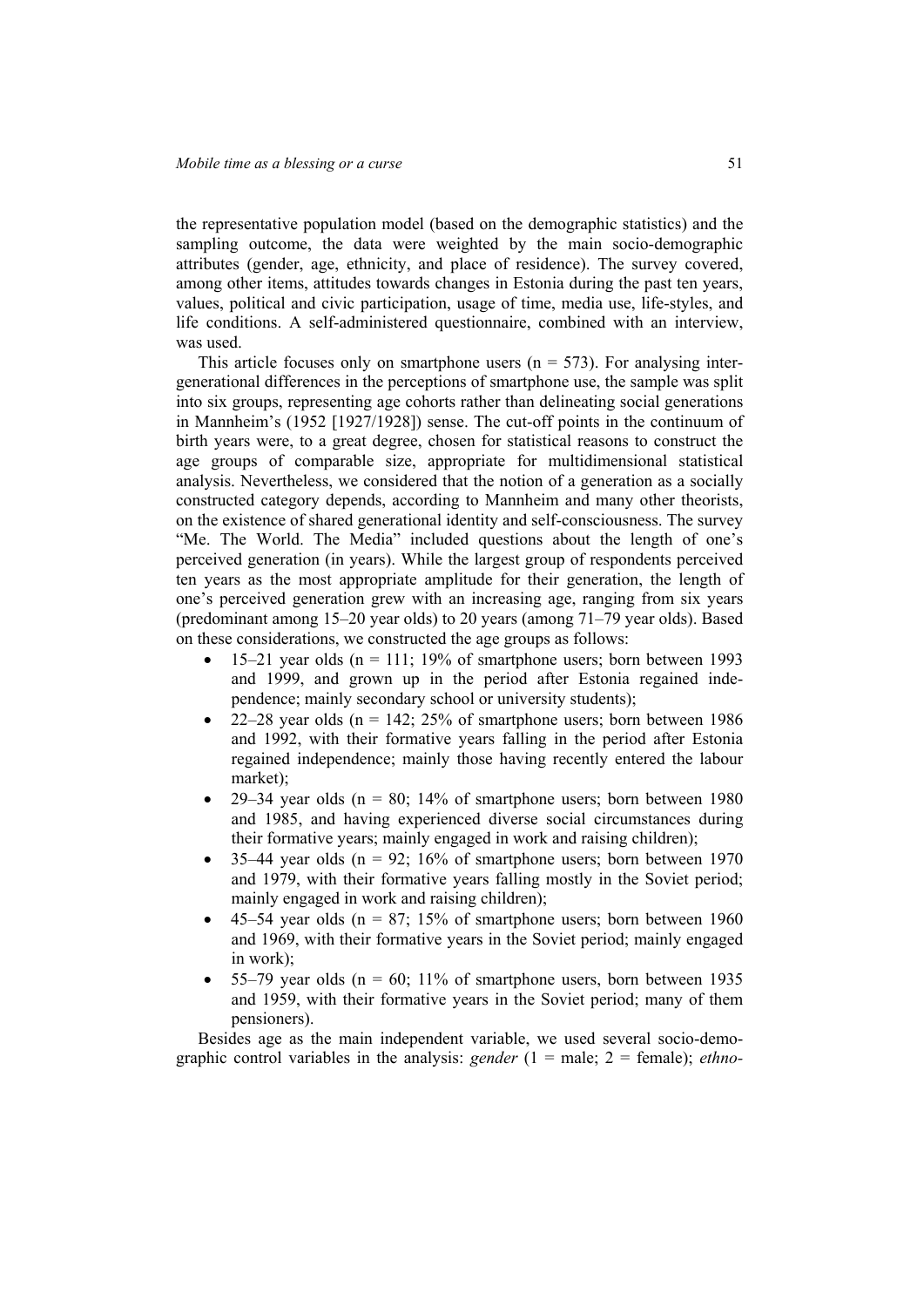the representative population model (based on the demographic statistics) and the sampling outcome, the data were weighted by the main socio-demographic attributes (gender, age, ethnicity, and place of residence). The survey covered, among other items, attitudes towards changes in Estonia during the past ten years, values, political and civic participation, usage of time, media use, life-styles, and life conditions. A self-administered questionnaire, combined with an interview, was used.

This article focuses only on smartphone users (n = 573). For analysing inter-generational differences in the perceptions of smartphone use, the sample was split into six groups, representing age cohorts rather than delineating social generations in Mannheim's (1952 [1927/1928]) sense. The cut-off points in the continuum of birth years were, to a great degree, chosen for statistical reasons to construct the age groups of comparable size, appropriate for multidimensional statistical analysis. Nevertheless, we considered that the notion of a generation as a socially constructed category depends, according to Mannheim and many other theorists, on the existence of shared generational identity and self-consciousness. The survey "Me. The World. The Media" included questions about the length of one's perceived generation (in years). While the largest group of respondents perceived ten years as the most appropriate amplitude for their generation, the length of one's perceived generation grew with an increasing age, ranging from six years (predominant among 15–20 year olds) to 20 years (among 71–79 year olds). Based on these considerations, we constructed the age groups as follows:

- 15–21 year olds (n = 111; 19% of smartphone users; born between 1993 and 1999, and grown up in the period after Estonia regained independence; mainly secondary school or university students);
- 22–28 year olds (n = 142; 25% of smartphone users; born between 1986 and 1992, with their formative years falling in the period after Estonia regained independence; mainly those having recently entered the labour market);
- 29–34 year olds (n = 80; 14% of smartphone users; born between 1980 and 1985, and having experienced diverse social circumstances during their formative years; mainly engaged in work and raising children);
- 35–44 year olds (n = 92; 16% of smartphone users; born between 1970 and 1979, with their formative years falling mostly in the Soviet period; mainly engaged in work and raising children);
- 45–54 year olds (n = 87; 15% of smartphone users; born between 1960 and 1969, with their formative years in the Soviet period; mainly engaged in work);
- 55–79 year olds (n = 60; 11% of smartphone users, born between 1935 and 1959, with their formative years in the Soviet period; many of them pensioners).

Besides age as the main independent variable, we used several socio-demographic control variables in the analysis: *gender* (1 = male; 2 = female); *ethno-*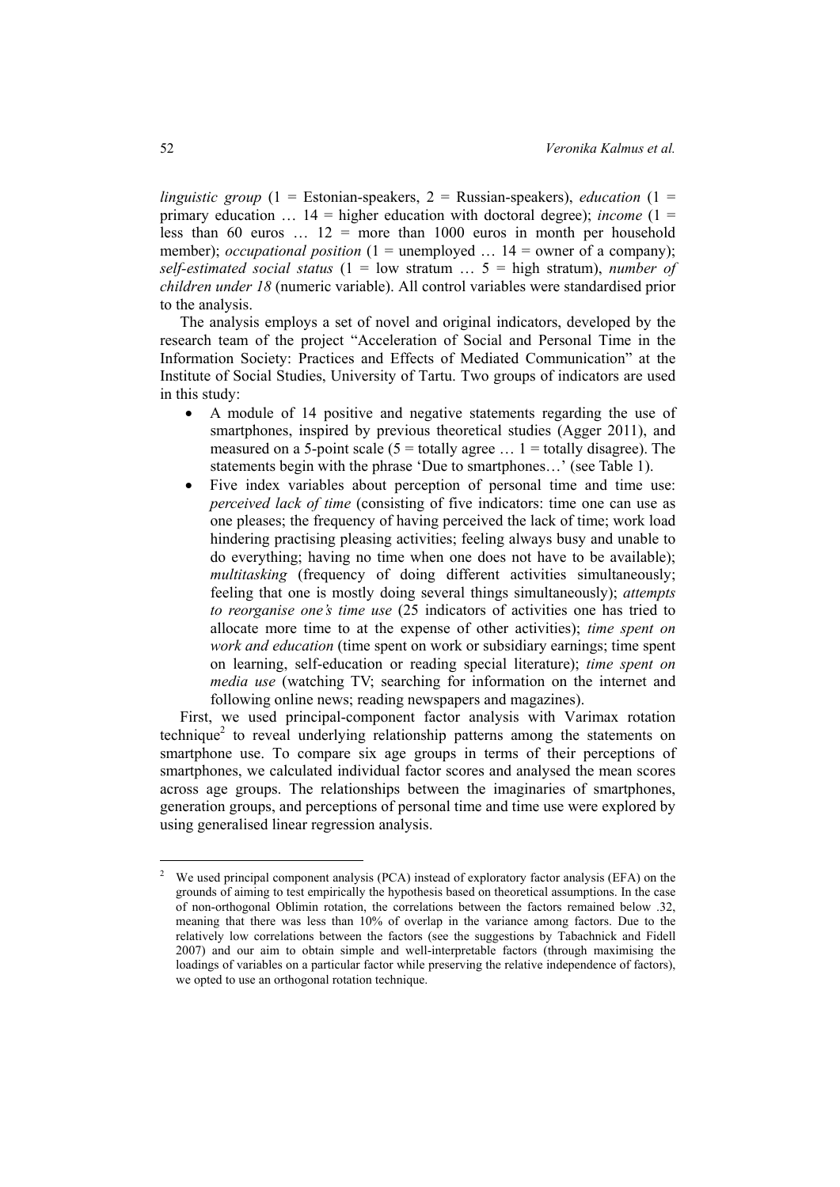*linguistic group* (1 = Estonian-speakers, 2 = Russian-speakers), *education* (1 = primary education … 14 = higher education with doctoral degree); *income* (1 = less than 60 euros … 12 = more than 1000 euros in month per household member); *occupational position* (1 = unemployed … 14 = owner of a company); *self-estimated social status* (1 = low stratum … 5 = high stratum), *number of children under 18* (numeric variable). All control variables were standardised prior to the analysis.

The analysis employs a set of novel and original indicators, developed by the research team of the project "Acceleration of Social and Personal Time in the Information Society: Practices and Effects of Mediated Communication" at the Institute of Social Studies, University of Tartu. Two groups of indicators are used in this study:

- A module of 14 positive and negative statements regarding the use of smartphones, inspired by previous theoretical studies (Agger 2011), and measured on a 5-point scale (5 = totally agree … 1 = totally disagree). The statements begin with the phrase 'Due to smartphones…' (see Table 1).
- Five index variables about perception of personal time and time use: *perceived lack of time* (consisting of five indicators: time one can use as one pleases; the frequency of having perceived the lack of time; work load hindering practising pleasing activities; feeling always busy and unable to do everything; having no time when one does not have to be available); *multitasking* (frequency of doing different activities simultaneously; feeling that one is mostly doing several things simultaneously); *attempts to reorganise one's time use* (25 indicators of activities one has tried to allocate more time to at the expense of other activities); *time spent on work and education* (time spent on work or subsidiary earnings; time spent on learning, self-education or reading special literature); *time spent on media use* (watching TV; searching for information on the internet and following online news; reading newspapers and magazines).

First, we used principal-component factor analysis with Varimax rotation technique[2] to reveal underlying relationship patterns among the statements on smartphone use. To compare six age groups in terms of their perceptions of smartphones, we calculated individual factor scores and analysed the mean scores across age groups. The relationships between the imaginaries of smartphones, generation groups, and perceptions of personal time and time use were explored by using generalised linear regression analysis.

---

[2] We used principal component analysis (PCA) instead of exploratory factor analysis (EFA) on the grounds of aiming to test empirically the hypothesis based on theoretical assumptions. In the case of non-orthogonal Oblimin rotation, the correlations between the factors remained below .32, meaning that there was less than 10% of overlap in the variance among factors. Due to the relatively low correlations between the factors (see the suggestions by Tabachnick and Fidell 2007) and our aim to obtain simple and well-interpretable factors (through maximising the loadings of variables on a particular factor while preserving the relative independence of factors), we opted to use an orthogonal rotation technique.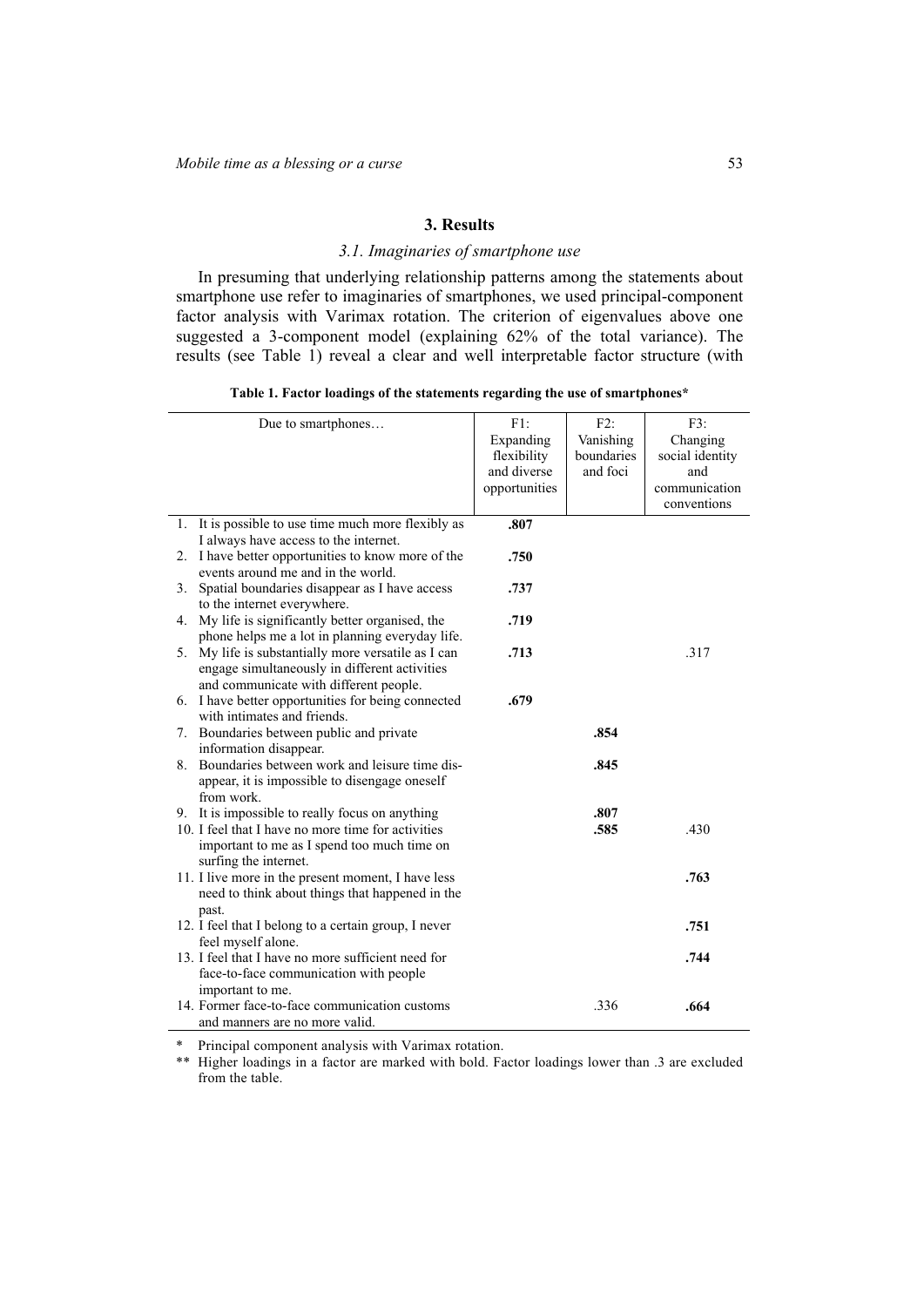## 3. Results

### 3.1. Imaginaries of smartphone use

In presuming that underlying relationship patterns among the statements about smartphone use refer to imaginaries of smartphones, we used principal-component factor analysis with Varimax rotation. The criterion of eigenvalues above one suggested a 3-component model (explaining 62% of the total variance). The results (see Table 1) reveal a clear and well interpretable factor structure (with

**Table 1. Factor loadings of the statements regarding the use of smartphones***

| Due to smartphones… | F1: Expanding flexibility and diverse opportunities | F2: Vanishing boundaries and foci | F3: Changing social identity and communication conventions |
|---|---|---|---|
| 1. It is possible to use time much more flexibly as I always have access to the internet. | **.807** | | |
| 2. I have better opportunities to know more of the events around me and in the world. | **.750** | | |
| 3. Spatial boundaries disappear as I have access to the internet everywhere. | **.737** | | |
| 4. My life is significantly better organised, the phone helps me a lot in planning everyday life. | **.719** | | |
| 5. My life is substantially more versatile as I can engage simultaneously in different activities and communicate with different people. | **.713** | | .317 |
| 6. I have better opportunities for being connected with intimates and friends. | **.679** | | |
| 7. Boundaries between public and private information disappear. | | **.854** | |
| 8. Boundaries between work and leisure time disappear, it is impossible to disengage oneself from work. | | **.845** | |
| 9. It is impossible to really focus on anything | | **.807** | |
| 10. I feel that I have no more time for activities important to me as I spend too much time on surfing the internet. | | **.585** | .430 |
| 11. I live more in the present moment, I have less need to think about things that happened in the past. | | | **.763** |
| 12. I feel that I belong to a certain group, I never feel myself alone. | | | **.751** |
| 13. I feel that I have no more sufficient need for face-to-face communication with people important to me. | | | **.744** |
| 14. Former face-to-face communication customs and manners are no more valid. | | .336 | **.664** |

\* Principal component analysis with Varimax rotation.

\*\* Higher loadings in a factor are marked with bold. Factor loadings lower than .3 are excluded from the table.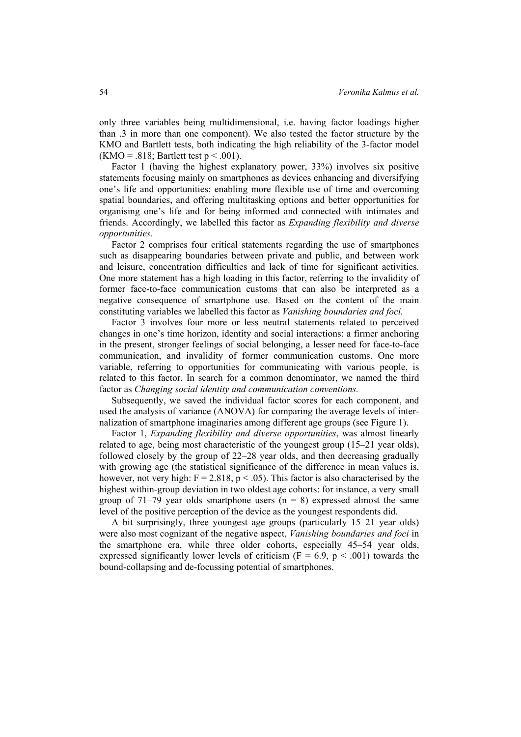only three variables being multidimensional, i.e. having factor loadings higher than .3 in more than one component). We also tested the factor structure by the KMO and Bartlett tests, both indicating the high reliability of the 3-factor model (KMO = .818; Bartlett test $p < .001$).

Factor 1 (having the highest explanatory power, 33%) involves six positive statements focusing mainly on smartphones as devices enhancing and diversifying one's life and opportunities: enabling more flexible use of time and overcoming spatial boundaries, and offering multitasking options and better opportunities for organising one's life and for being informed and connected with intimates and friends. Accordingly, we labelled this factor as *Expanding flexibility and diverse opportunities.*

Factor 2 comprises four critical statements regarding the use of smartphones such as disappearing boundaries between private and public, and between work and leisure, concentration difficulties and lack of time for significant activities. One more statement has a high loading in this factor, referring to the invalidity of former face-to-face communication customs that can also be interpreted as a negative consequence of smartphone use. Based on the content of the main constituting variables we labelled this factor as *Vanishing boundaries and foci.*

Factor 3 involves four more or less neutral statements related to perceived changes in one's time horizon, identity and social interactions: a firmer anchoring in the present, stronger feelings of social belonging, a lesser need for face-to-face communication, and invalidity of former communication customs. One more variable, referring to opportunities for communicating with various people, is related to this factor. In search for a common denominator, we named the third factor as *Changing social identity and communication conventions.*

Subsequently, we saved the individual factor scores for each component, and used the analysis of variance (ANOVA) for comparing the average levels of internalization of smartphone imaginaries among different age groups (see Figure 1).

Factor 1, *Expanding flexibility and diverse opportunities*, was almost linearly related to age, being most characteristic of the youngest group (15–21 year olds), followed closely by the group of 22–28 year olds, and then decreasing gradually with growing age (the statistical significance of the difference in mean values is, however, not very high: $F = 2.818$, $p < .05$). This factor is also characterised by the highest within-group deviation in two oldest age cohorts: for instance, a very small group of 71–79 year olds smartphone users ($n = 8$) expressed almost the same level of the positive perception of the device as the youngest respondents did.

A bit surprisingly, three youngest age groups (particularly 15–21 year olds) were also most cognizant of the negative aspect, *Vanishing boundaries and foci* in the smartphone era, while three older cohorts, especially 45–54 year olds, expressed significantly lower levels of criticism ($F = 6.9$, $p < .001$) towards the bound-collapsing and de-focussing potential of smartphones.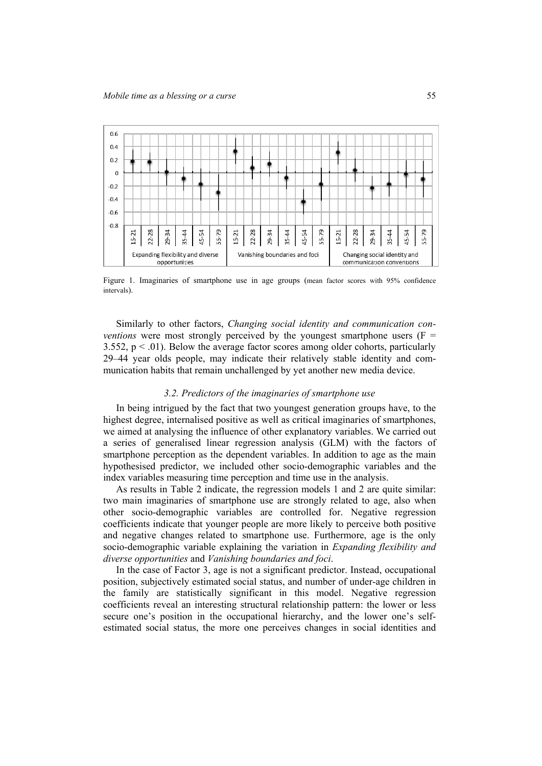Figure 1. Imaginaries of smartphone use in age groups (mean factor scores with 95% confidence intervals).

Similarly to other factors, *Changing social identity and communication conventions* were most strongly perceived by the youngest smartphone users ($F = 3.552$, $p < .01$). Below the average factor scores among older cohorts, particularly 29–44 year olds people, may indicate their relatively stable identity and communication habits that remain unchallenged by yet another new media device.

### *3.2. Predictors of the imaginaries of smartphone use*

In being intrigued by the fact that two youngest generation groups have, to the highest degree, internalised positive as well as critical imaginaries of smartphones, we aimed at analysing the influence of other explanatory variables. We carried out a series of generalised linear regression analysis (GLM) with the factors of smartphone perception as the dependent variables. In addition to age as the main hypothesised predictor, we included other socio-demographic variables and the index variables measuring time perception and time use in the analysis.

As results in Table 2 indicate, the regression models 1 and 2 are quite similar: two main imaginaries of smartphone use are strongly related to age, also when other socio-demographic variables are controlled for. Negative regression coefficients indicate that younger people are more likely to perceive both positive and negative changes related to smartphone use. Furthermore, age is the only socio-demographic variable explaining the variation in *Expanding flexibility and diverse opportunities* and *Vanishing boundaries and foci*.

In the case of Factor 3, age is not a significant predictor. Instead, occupational position, subjectively estimated social status, and number of under-age children in the family are statistically significant in this model. Negative regression coefficients reveal an interesting structural relationship pattern: the lower or less secure one's position in the occupational hierarchy, and the lower one's self-estimated social status, the more one perceives changes in social identities and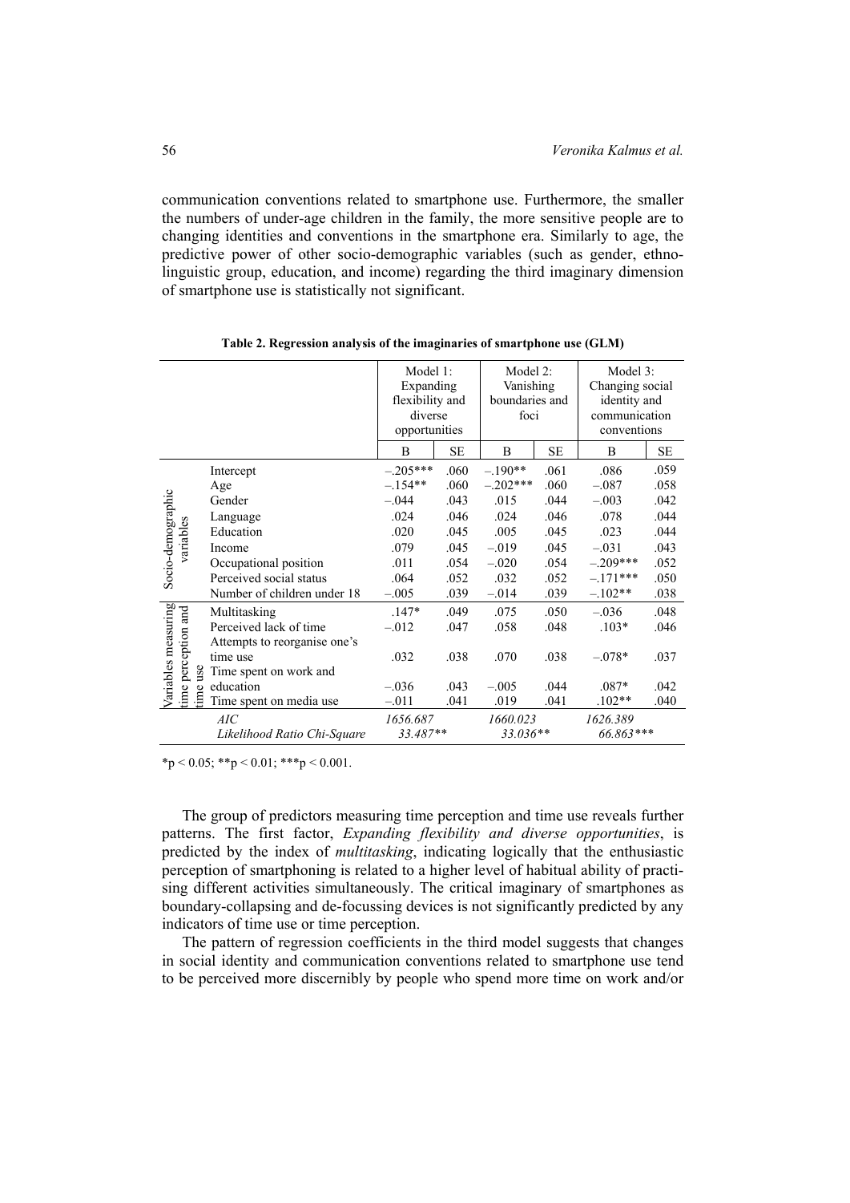communication conventions related to smartphone use. Furthermore, the smaller the numbers of under-age children in the family, the more sensitive people are to changing identities and conventions in the smartphone era. Similarly to age, the predictive power of other socio-demographic variables (such as gender, ethnolinguistic group, education, and income) regarding the third imaginary dimension of smartphone use is statistically not significant.

**Table 2. Regression analysis of the imaginaries of smartphone use (GLM)**

| | | Model 1: Expanding flexibility and diverse opportunities | | Model 2: Vanishing boundaries and foci | | Model 3: Changing social identity and communication conventions | |
|---|---|---|---|---|---|---|---|
| | | B | SE | B | SE | B | SE |
| Socio-demographic variables | Intercept | –.205*** | .060 | –.190** | .061 | .086 | .059 |
| | Age | –.154** | .060 | –.202*** | .060 | –.087 | .058 |
| | Gender | –.044 | .043 | .015 | .044 | –.003 | .042 |
| | Language | .024 | .046 | .024 | .046 | .078 | .044 |
| | Education | .020 | .045 | .005 | .045 | .023 | .044 |
| | Income | .079 | .045 | –.019 | .045 | –.031 | .043 |
| | Occupational position | .011 | .054 | –.020 | .054 | –.209*** | .052 |
| | Perceived social status | .064 | .052 | .032 | .052 | –.171*** | .050 |
| | Number of children under 18 | –.005 | .039 | –.014 | .039 | –.102** | .038 |
| Variables measuring time perception and time use | Multitasking | .147* | .049 | .075 | .050 | –.036 | .048 |
| | Perceived lack of time | –.012 | .047 | .058 | .048 | .103* | .046 |
| | Attempts to reorganise one's time use | .032 | .038 | .070 | .038 | –.078* | .037 |
| | Time spent on work and education | –.036 | .043 | –.005 | .044 | .087* | .042 |
| | Time spent on media use | –.011 | .041 | .019 | .041 | .102** | .040 |
| | *AIC* | *1656.687* | | *1660.023* | | *1626.389* | |
| | *Likelihood Ratio Chi-Square* | *33.487*** | | *33.036*** | | *66.863**** | |

*p < 0.05; **p < 0.01; ***p < 0.001.

The group of predictors measuring time perception and time use reveals further patterns. The first factor, *Expanding flexibility and diverse opportunities*, is predicted by the index of *multitasking*, indicating logically that the enthusiastic perception of smartphoning is related to a higher level of habitual ability of practising different activities simultaneously. The critical imaginary of smartphones as boundary-collapsing and de-focussing devices is not significantly predicted by any indicators of time use or time perception.

The pattern of regression coefficients in the third model suggests that changes in social identity and communication conventions related to smartphone use tend to be perceived more discernibly by people who spend more time on work and/or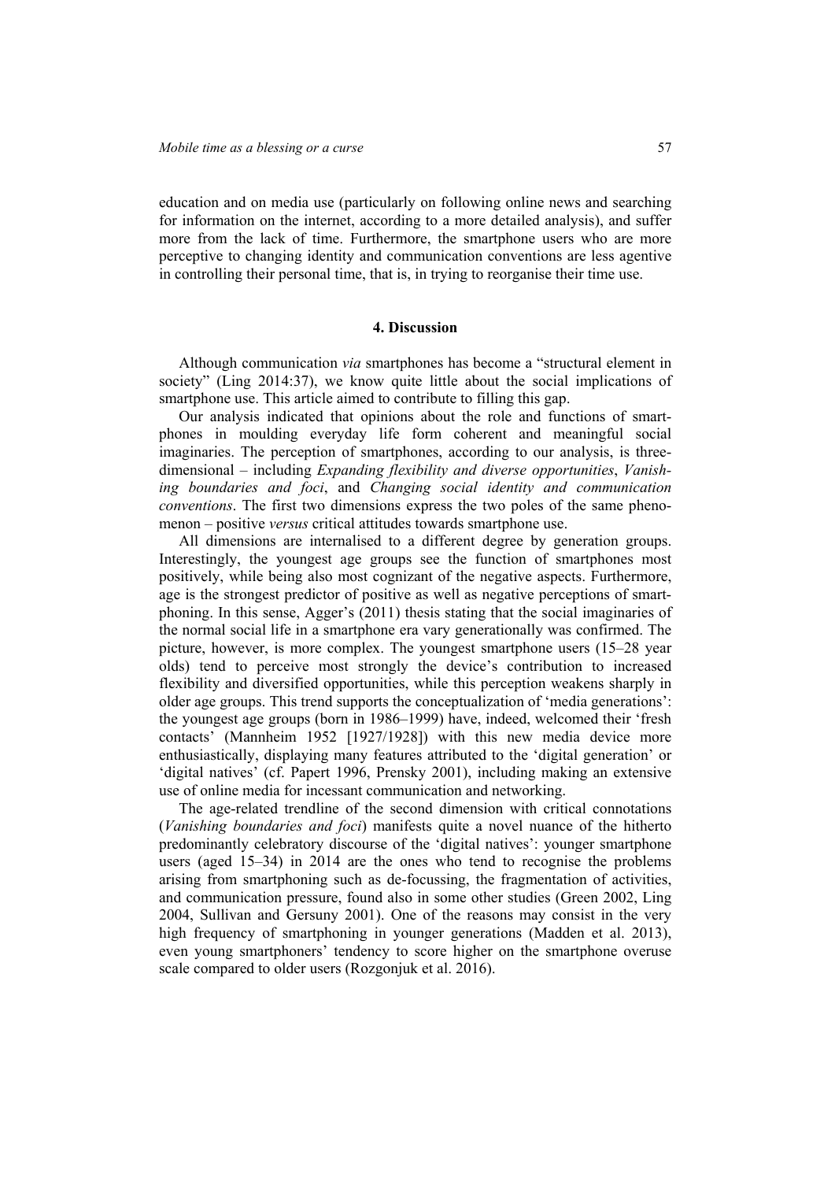education and on media use (particularly on following online news and searching for information on the internet, according to a more detailed analysis), and suffer more from the lack of time. Furthermore, the smartphone users who are more perceptive to changing identity and communication conventions are less agentive in controlling their personal time, that is, in trying to reorganise their time use.

## 4. Discussion

Although communication *via* smartphones has become a "structural element in society" (Ling 2014:37), we know quite little about the social implications of smartphone use. This article aimed to contribute to filling this gap.

Our analysis indicated that opinions about the role and functions of smartphones in moulding everyday life form coherent and meaningful social imaginaries. The perception of smartphones, according to our analysis, is three-dimensional – including *Expanding flexibility and diverse opportunities*, *Vanishing boundaries and foci*, and *Changing social identity and communication conventions*. The first two dimensions express the two poles of the same phenomenon – positive *versus* critical attitudes towards smartphone use.

All dimensions are internalised to a different degree by generation groups. Interestingly, the youngest age groups see the function of smartphones most positively, while being also most cognizant of the negative aspects. Furthermore, age is the strongest predictor of positive as well as negative perceptions of smartphoning. In this sense, Agger's (2011) thesis stating that the social imaginaries of the normal social life in a smartphone era vary generationally was confirmed. The picture, however, is more complex. The youngest smartphone users (15–28 year olds) tend to perceive most strongly the device's contribution to increased flexibility and diversified opportunities, while this perception weakens sharply in older age groups. This trend supports the conceptualization of 'media generations': the youngest age groups (born in 1986–1999) have, indeed, welcomed their 'fresh contacts' (Mannheim 1952 [1927/1928]) with this new media device more enthusiastically, displaying many features attributed to the 'digital generation' or 'digital natives' (cf. Papert 1996, Prensky 2001), including making an extensive use of online media for incessant communication and networking.

The age-related trendline of the second dimension with critical connotations (*Vanishing boundaries and foci*) manifests quite a novel nuance of the hitherto predominantly celebratory discourse of the 'digital natives': younger smartphone users (aged 15–34) in 2014 are the ones who tend to recognise the problems arising from smartphoning such as de-focussing, the fragmentation of activities, and communication pressure, found also in some other studies (Green 2002, Ling 2004, Sullivan and Gersuny 2001). One of the reasons may consist in the very high frequency of smartphoning in younger generations (Madden et al. 2013), even young smartphoners' tendency to score higher on the smartphone overuse scale compared to older users (Rozgonjuk et al. 2016).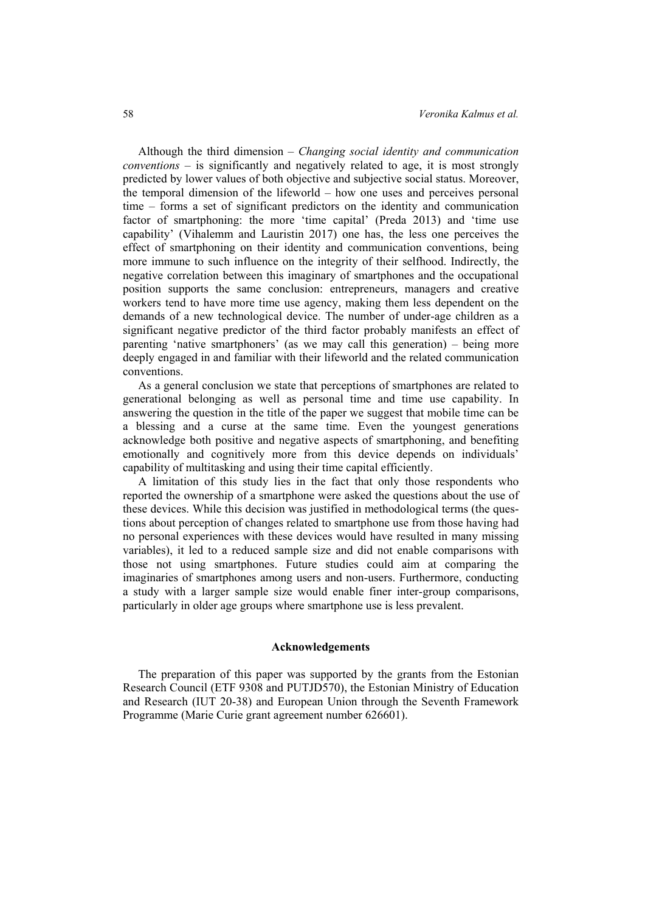Although the third dimension – *Changing social identity and communication conventions* – is significantly and negatively related to age, it is most strongly predicted by lower values of both objective and subjective social status. Moreover, the temporal dimension of the lifeworld – how one uses and perceives personal time – forms a set of significant predictors on the identity and communication factor of smartphoning: the more 'time capital' (Preda 2013) and 'time use capability' (Vihalemm and Lauristin 2017) one has, the less one perceives the effect of smartphoning on their identity and communication conventions, being more immune to such influence on the integrity of their selfhood. Indirectly, the negative correlation between this imaginary of smartphones and the occupational position supports the same conclusion: entrepreneurs, managers and creative workers tend to have more time use agency, making them less dependent on the demands of a new technological device. The number of under-age children as a significant negative predictor of the third factor probably manifests an effect of parenting 'native smartphoners' (as we may call this generation) – being more deeply engaged in and familiar with their lifeworld and the related communication conventions.

As a general conclusion we state that perceptions of smartphones are related to generational belonging as well as personal time and time use capability. In answering the question in the title of the paper we suggest that mobile time can be a blessing and a curse at the same time. Even the youngest generations acknowledge both positive and negative aspects of smartphoning, and benefiting emotionally and cognitively more from this device depends on individuals' capability of multitasking and using their time capital efficiently.

A limitation of this study lies in the fact that only those respondents who reported the ownership of a smartphone were asked the questions about the use of these devices. While this decision was justified in methodological terms (the questions about perception of changes related to smartphone use from those having had no personal experiences with these devices would have resulted in many missing variables), it led to a reduced sample size and did not enable comparisons with those not using smartphones. Future studies could aim at comparing the imaginaries of smartphones among users and non-users. Furthermore, conducting a study with a larger sample size would enable finer inter-group comparisons, particularly in older age groups where smartphone use is less prevalent.

## Acknowledgements

The preparation of this paper was supported by the grants from the Estonian Research Council (ETF 9308 and PUTJD570), the Estonian Ministry of Education and Research (IUT 20-38) and European Union through the Seventh Framework Programme (Marie Curie grant agreement number 626601).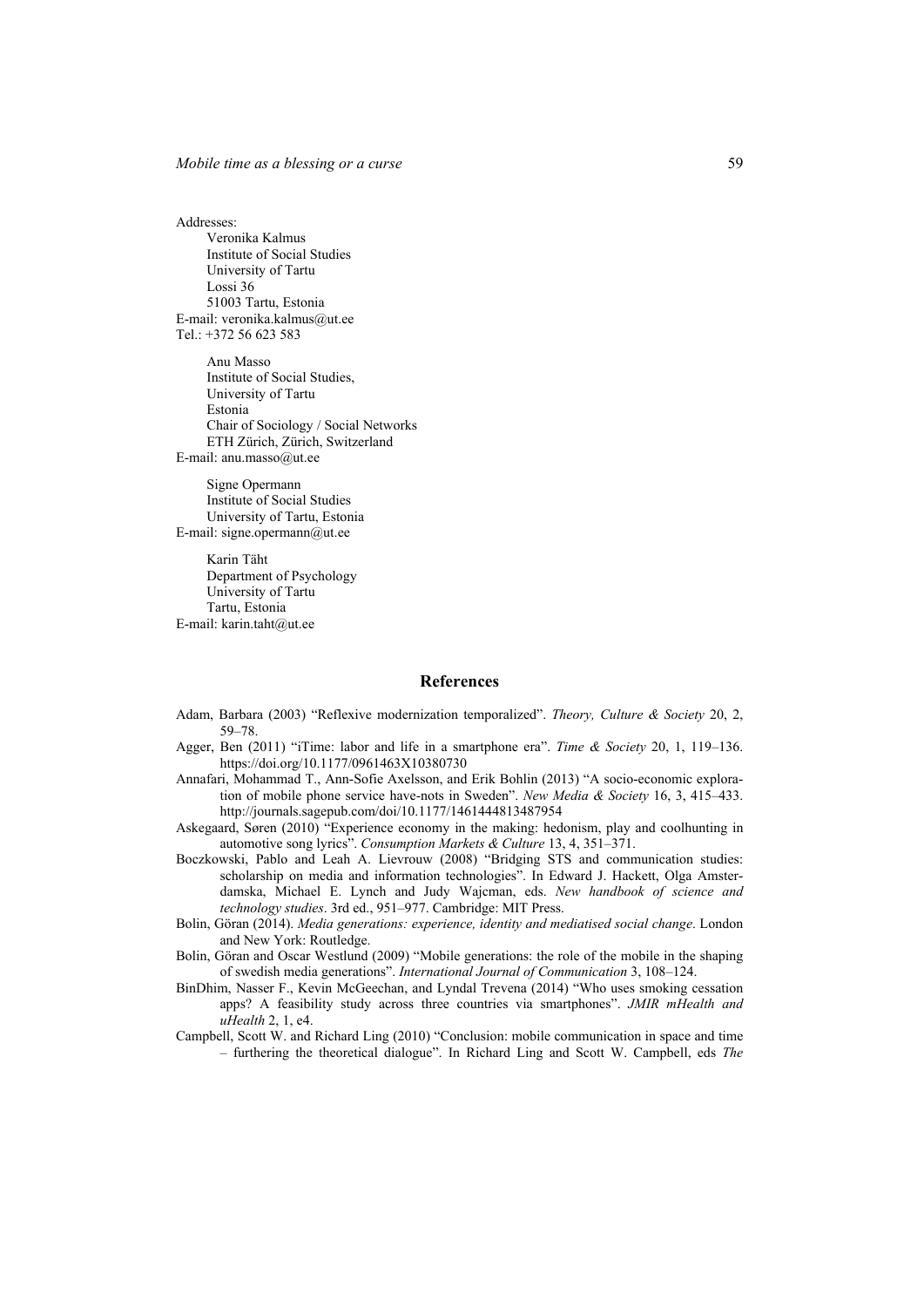Addresses:

Veronika Kalmus
Institute of Social Studies
University of Tartu
Lossi 36
51003 Tartu, Estonia
E-mail: veronika.kalmus@ut.ee
Tel.: +372 56 623 583

Anu Masso
Institute of Social Studies,
University of Tartu
Estonia
Chair of Sociology / Social Networks
ETH Zürich, Zürich, Switzerland
E-mail: anu.masso@ut.ee

Signe Opermann
Institute of Social Studies
University of Tartu, Estonia
E-mail: signe.opermann@ut.ee

Karin Täht
Department of Psychology
University of Tartu
Tartu, Estonia
E-mail: karin.taht@ut.ee

## References

Adam, Barbara (2003) "Reflexive modernization temporalized". *Theory, Culture & Society* 20, 2, 59–78.

Agger, Ben (2011) "iTime: labor and life in a smartphone era". *Time & Society* 20, 1, 119–136. https://doi.org/10.1177/0961463X10380730

Annafari, Mohammad T., Ann-Sofie Axelsson, and Erik Bohlin (2013) "A socio-economic exploration of mobile phone service have-nots in Sweden". *New Media & Society* 16, 3, 415–433. http://journals.sagepub.com/doi/10.1177/1461444813487954

Askegaard, Søren (2010) "Experience economy in the making: hedonism, play and coolhunting in automotive song lyrics". *Consumption Markets & Culture* 13, 4, 351–371.

Boczkowski, Pablo and Leah A. Lievrouw (2008) "Bridging STS and communication studies: scholarship on media and information technologies". In Edward J. Hackett, Olga Amsterdamska, Michael E. Lynch and Judy Wajcman, eds. *New handbook of science and technology studies*. 3rd ed., 951–977. Cambridge: MIT Press.

Bolin, Göran (2014). *Media generations: experience, identity and mediatised social change*. London and New York: Routledge.

Bolin, Göran and Oscar Westlund (2009) "Mobile generations: the role of the mobile in the shaping of swedish media generations". *International Journal of Communication* 3, 108–124.

BinDhim, Nasser F., Kevin McGeechan, and Lyndal Trevena (2014) "Who uses smoking cessation apps? A feasibility study across three countries via smartphones". *JMIR mHealth and uHealth* 2, 1, e4.

Campbell, Scott W. and Richard Ling (2010) "Conclusion: mobile communication in space and time – furthering the theoretical dialogue". In Richard Ling and Scott W. Campbell, eds *The*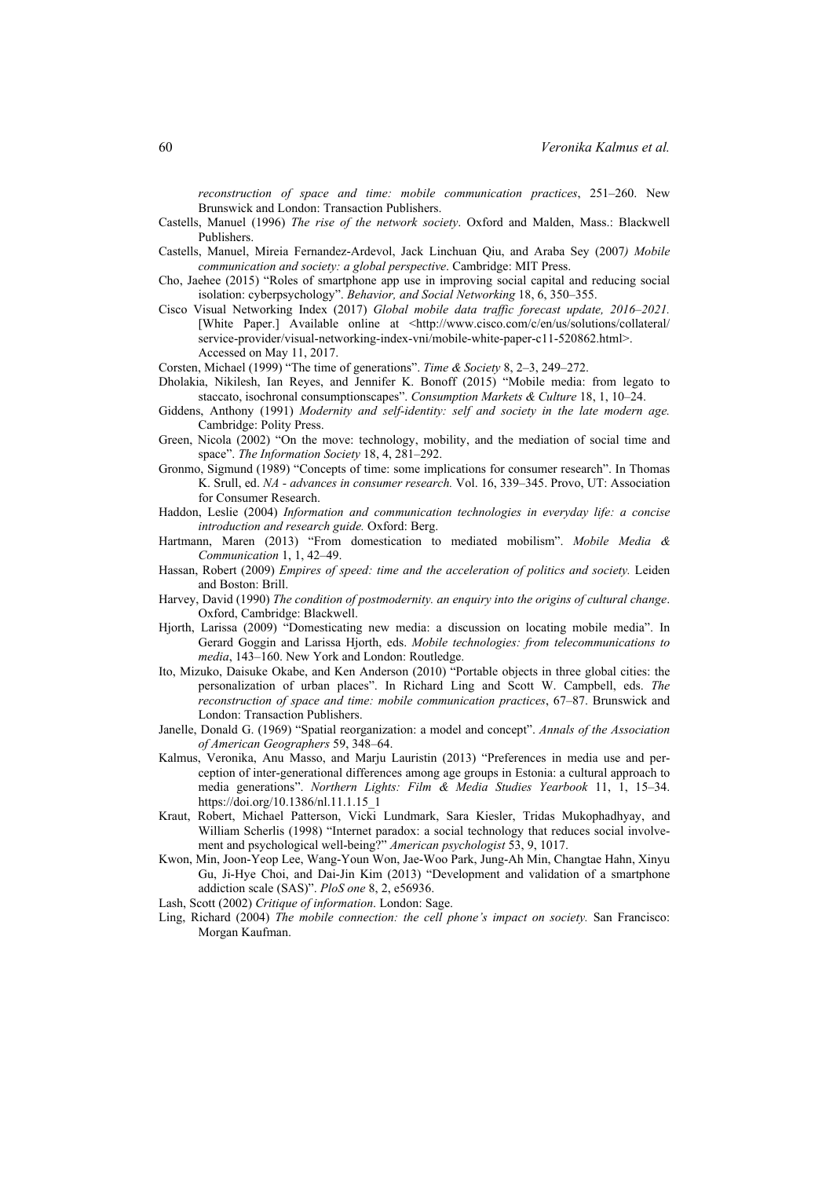*reconstruction of space and time: mobile communication practices*, 251–260. New Brunswick and London: Transaction Publishers.

Castells, Manuel (1996) *The rise of the network society*. Oxford and Malden, Mass.: Blackwell Publishers.

Castells, Manuel, Mireia Fernandez-Ardevol, Jack Linchuan Qiu, and Araba Sey (2007*) Mobile communication and society: a global perspective*. Cambridge: MIT Press.

Cho, Jaehee (2015) "Roles of smartphone app use in improving social capital and reducing social isolation: cyberpsychology". *Behavior, and Social Networking* 18, 6, 350–355.

Cisco Visual Networking Index (2017) *Global mobile data traffic forecast update, 2016–2021.* [White Paper.] Available online at <http://www.cisco.com/c/en/us/solutions/collateral/service-provider/visual-networking-index-vni/mobile-white-paper-c11-520862.html>. Accessed on May 11, 2017.

Corsten, Michael (1999) "The time of generations". *Time & Society* 8, 2–3, 249–272.

Dholakia, Nikilesh, Ian Reyes, and Jennifer K. Bonoff (2015) "Mobile media: from legato to staccato, isochronal consumptionscapes". *Consumption Markets & Culture* 18, 1, 10–24.

Giddens, Anthony (1991) *Modernity and self-identity: self and society in the late modern age.* Cambridge: Polity Press.

Green, Nicola (2002) "On the move: technology, mobility, and the mediation of social time and space". *The Information Society* 18, 4, 281–292.

Gronmo, Sigmund (1989) "Concepts of time: some implications for consumer research". In Thomas K. Srull, ed. *NA - advances in consumer research.* Vol. 16, 339–345. Provo, UT: Association for Consumer Research.

Haddon, Leslie (2004) *Information and communication technologies in everyday life: a concise introduction and research guide.* Oxford: Berg.

Hartmann, Maren (2013) "From domestication to mediated mobilism". *Mobile Media & Communication* 1, 1, 42–49.

Hassan, Robert (2009) *Empires of speed: time and the acceleration of politics and society.* Leiden and Boston: Brill.

Harvey, David (1990) *The condition of postmodernity. an enquiry into the origins of cultural change*. Oxford, Cambridge: Blackwell.

Hjorth, Larissa (2009) "Domesticating new media: a discussion on locating mobile media". In Gerard Goggin and Larissa Hjorth, eds. *Mobile technologies: from telecommunications to media*, 143–160. New York and London: Routledge.

Ito, Mizuko, Daisuke Okabe, and Ken Anderson (2010) "Portable objects in three global cities: the personalization of urban places". In Richard Ling and Scott W. Campbell, eds. *The reconstruction of space and time: mobile communication practices*, 67–87. Brunswick and London: Transaction Publishers.

Janelle, Donald G. (1969) "Spatial reorganization: a model and concept". *Annals of the Association of American Geographers* 59, 348–64.

Kalmus, Veronika, Anu Masso, and Marju Lauristin (2013) "Preferences in media use and perception of inter-generational differences among age groups in Estonia: a cultural approach to media generations". *Northern Lights: Film & Media Studies Yearbook* 11, 1, 15–34. https://doi.org/10.1386/nl.11.1.15_1

Kraut, Robert, Michael Patterson, Vicki Lundmark, Sara Kiesler, Tridas Mukophadhyay, and William Scherlis (1998) "Internet paradox: a social technology that reduces social involvement and psychological well-being?" *American psychologist* 53, 9, 1017.

Kwon, Min, Joon-Yeop Lee, Wang-Youn Won, Jae-Woo Park, Jung-Ah Min, Changtae Hahn, Xinyu Gu, Ji-Hye Choi, and Dai-Jin Kim (2013) "Development and validation of a smartphone addiction scale (SAS)". *PloS one* 8, 2, e56936.

Lash, Scott (2002) *Critique of information*. London: Sage.

Ling, Richard (2004) *The mobile connection: the cell phone's impact on society.* San Francisco: Morgan Kaufman.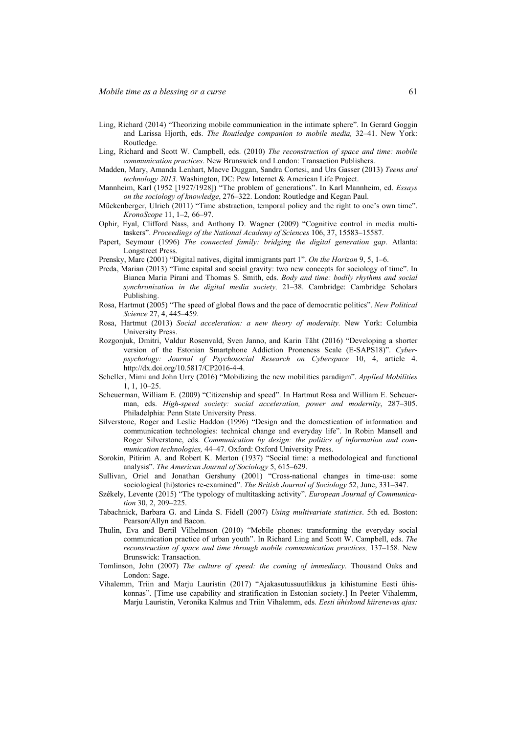Ling, Richard (2014) "Theorizing mobile communication in the intimate sphere". In Gerard Goggin and Larissa Hjorth, eds. *The Routledge companion to mobile media,* 32–41. New York: Routledge.

Ling, Richard and Scott W. Campbell, eds. (2010) *The reconstruction of space and time: mobile communication practices*. New Brunswick and London: Transaction Publishers.

Madden, Mary, Amanda Lenhart, Maeve Duggan, Sandra Cortesi, and Urs Gasser (2013) *Teens and technology 2013.* Washington, DC: Pew Internet & American Life Project.

Mannheim, Karl (1952 [1927/1928]) "The problem of generations". In Karl Mannheim, ed. *Essays on the sociology of knowledge*, 276–322. London: Routledge and Kegan Paul.

Mückenberger, Ulrich (2011) "Time abstraction, temporal policy and the right to one's own time". *KronoScope* 11, 1–2*,* 66–97.

Ophir, Eyal, Clifford Nass, and Anthony D. Wagner (2009) "Cognitive control in media multitaskers". *Proceedings of the National Academy of Sciences* 106, 37, 15583–15587.

Papert, Seymour (1996) *The connected family: bridging the digital generation gap*. Atlanta: Longstreet Press.

Prensky, Marc (2001) "Digital natives, digital immigrants part 1". *On the Horizon* 9, 5, 1–6.

Preda, Marian (2013) "Time capital and social gravity: two new concepts for sociology of time". In Bianca Maria Pirani and Thomas S. Smith, eds. *Body and time: bodily rhythms and social synchronization in the digital media society,* 21–38. Cambridge: Cambridge Scholars Publishing.

Rosa, Hartmut (2005) "The speed of global flows and the pace of democratic politics". *New Political Science* 27, 4, 445–459.

Rosa, Hartmut (2013) *Social acceleration: a new theory of modernity.* New York: Columbia University Press.

Rozgonjuk, Dmitri, Valdur Rosenvald, Sven Janno, and Karin Täht (2016) "Developing a shorter version of the Estonian Smartphone Addiction Proneness Scale (E-SAPS18)". *Cyberpsychology: Journal of Psychosocial Research on Cyberspace* 10, 4, article 4. http://dx.doi.org/10.5817/CP2016-4-4.

Scheller, Mimi and John Urry (2016) "Mobilizing the new mobilities paradigm". *Applied Mobilities* 1, 1, 10–25.

Scheuerman, William E. (2009) "Citizenship and speed". In Hartmut Rosa and William E. Scheuerman, eds. *High-speed society: social acceleration, power and modernity*, 287–305. Philadelphia: Penn State University Press.

Silverstone, Roger and Leslie Haddon (1996) "Design and the domestication of information and communication technologies: technical change and everyday life". In Robin Mansell and Roger Silverstone, eds. *Communication by design: the politics of information and communication technologies,* 44–47. Oxford: Oxford University Press.

Sorokin, Pitirim A. and Robert K. Merton (1937) "Social time: a methodological and functional analysis". *The American Journal of Sociology* 5, 615–629.

Sullivan, Oriel and Jonathan Gershuny (2001) "Cross-national changes in time-use: some sociological (hi)stories re-examined". *The British Journal of Sociology* 52, June, 331–347.

Székely, Levente (2015) "The typology of multitasking activity". *European Journal of Communication* 30, 2, 209–225.

Tabachnick, Barbara G. and Linda S. Fidell (2007) *Using multivariate statistics*. 5th ed. Boston: Pearson/Allyn and Bacon.

Thulin, Eva and Bertil Vilhelmson (2010) "Mobile phones: transforming the everyday social communication practice of urban youth". In Richard Ling and Scott W. Campbell, eds. *The reconstruction of space and time through mobile communication practices,* 137–158. New Brunswick: Transaction.

Tomlinson, John (2007) *The culture of speed: the coming of immediacy*. Thousand Oaks and London: Sage.

Vihalemm, Triin and Marju Lauristin (2017) "Ajakasutussuutlikkus ja kihistumine Eesti ühiskonnas". [Time use capability and stratification in Estonian society.] In Peeter Vihalemm, Marju Lauristin, Veronika Kalmus and Triin Vihalemm, eds. *Eesti ühiskond kiirenevas ajas:*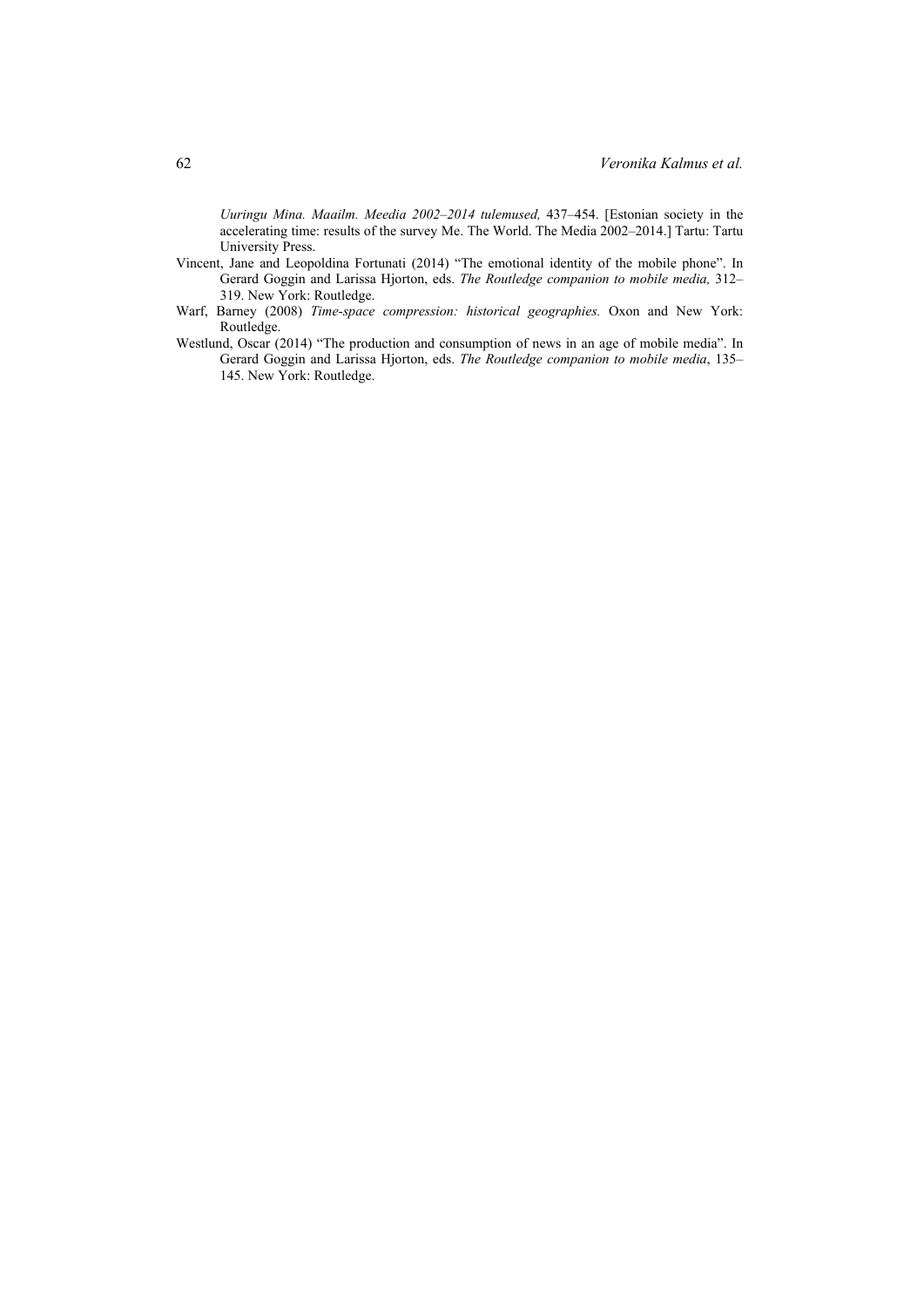*Uuringu Mina. Maailm. Meedia 2002–2014 tulemused,* 437–454. [Estonian society in the accelerating time: results of the survey Me. The World. The Media 2002–2014.] Tartu: Tartu University Press.

Vincent, Jane and Leopoldina Fortunati (2014) "The emotional identity of the mobile phone". In Gerard Goggin and Larissa Hjorton, eds. *The Routledge companion to mobile media,* 312–319. New York: Routledge.

Warf, Barney (2008) *Time-space compression: historical geographies.* Oxon and New York: Routledge.

Westlund, Oscar (2014) "The production and consumption of news in an age of mobile media". In Gerard Goggin and Larissa Hjorton, eds. *The Routledge companion to mobile media*, 135–145. New York: Routledge.